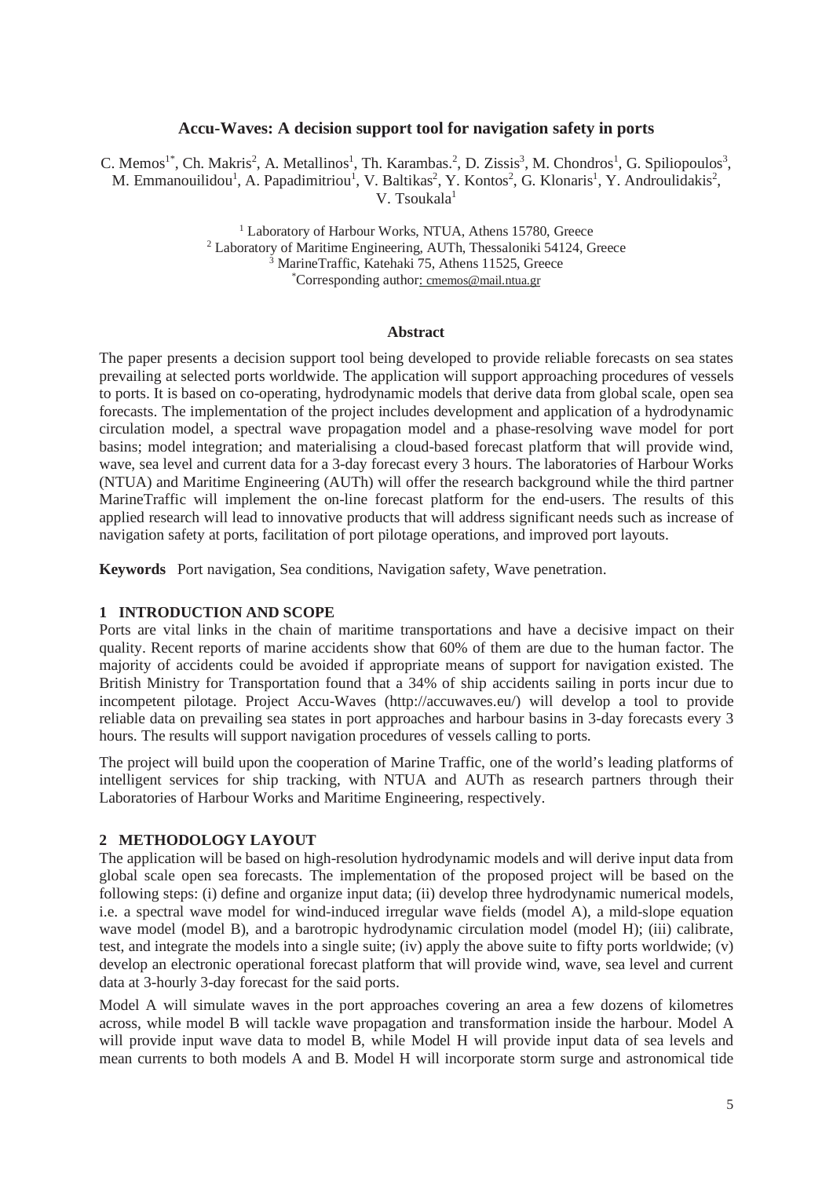# Accu-Waves: A decision support tool for navigation safety in ports

C. Memos[1*], Ch. Makris[2], A. Metallinos[1], Th. Karambas.[2], D. Zissis[3], M. Chondros[1], G. Spiliopoulos[3], M. Emmanouilidou[1], A. Papadimitriou[1], V. Baltikas[2], Y. Kontos[2], G. Klonaris[1], Y. Androulidakis[2], V. Tsoukala[1]

[1] Laboratory of Harbour Works, NTUA, Athens 15780, Greece
[2] Laboratory of Maritime Engineering, AUTh, Thessaloniki 54124, Greece
[3] MarineTraffic, Katehaki 75, Athens 11525, Greece
[*]Corresponding author: cmemos@mail.ntua.gr

## Abstract

The paper presents a decision support tool being developed to provide reliable forecasts on sea states prevailing at selected ports worldwide. The application will support approaching procedures of vessels to ports. It is based on co-operating, hydrodynamic models that derive data from global scale, open sea forecasts. The implementation of the project includes development and application of a hydrodynamic circulation model, a spectral wave propagation model and a phase-resolving wave model for port basins; model integration; and materialising a cloud-based forecast platform that will provide wind, wave, sea level and current data for a 3-day forecast every 3 hours. The laboratories of Harbour Works (NTUA) and Maritime Engineering (AUTh) will offer the research background while the third partner MarineTraffic will implement the on-line forecast platform for the end-users. The results of this applied research will lead to innovative products that will address significant needs such as increase of navigation safety at ports, facilitation of port pilotage operations, and improved port layouts.

**Keywords** Port navigation, Sea conditions, Navigation safety, Wave penetration.

## 1 INTRODUCTION AND SCOPE

Ports are vital links in the chain of maritime transportations and have a decisive impact on their quality. Recent reports of marine accidents show that 60% of them are due to the human factor. The majority of accidents could be avoided if appropriate means of support for navigation existed. The British Ministry for Transportation found that a 34% of ship accidents sailing in ports incur due to incompetent pilotage. Project Accu-Waves (http://accuwaves.eu/) will develop a tool to provide reliable data on prevailing sea states in port approaches and harbour basins in 3-day forecasts every 3 hours. The results will support navigation procedures of vessels calling to ports.

The project will build upon the cooperation of Marine Traffic, one of the world's leading platforms of intelligent services for ship tracking, with NTUA and AUTh as research partners through their Laboratories of Harbour Works and Maritime Engineering, respectively.

## 2 METHODOLOGY LAYOUT

The application will be based on high-resolution hydrodynamic models and will derive input data from global scale open sea forecasts. The implementation of the proposed project will be based on the following steps: (i) define and organize input data; (ii) develop three hydrodynamic numerical models, i.e. a spectral wave model for wind-induced irregular wave fields (model A), a mild-slope equation wave model (model B), and a barotropic hydrodynamic circulation model (model H); (iii) calibrate, test, and integrate the models into a single suite; (iv) apply the above suite to fifty ports worldwide; (v) develop an electronic operational forecast platform that will provide wind, wave, sea level and current data at 3-hourly 3-day forecast for the said ports.

Model A will simulate waves in the port approaches covering an area a few dozens of kilometres across, while model B will tackle wave propagation and transformation inside the harbour. Model A will provide input wave data to model B, while Model H will provide input data of sea levels and mean currents to both models A and B. Model H will incorporate storm surge and astronomical tide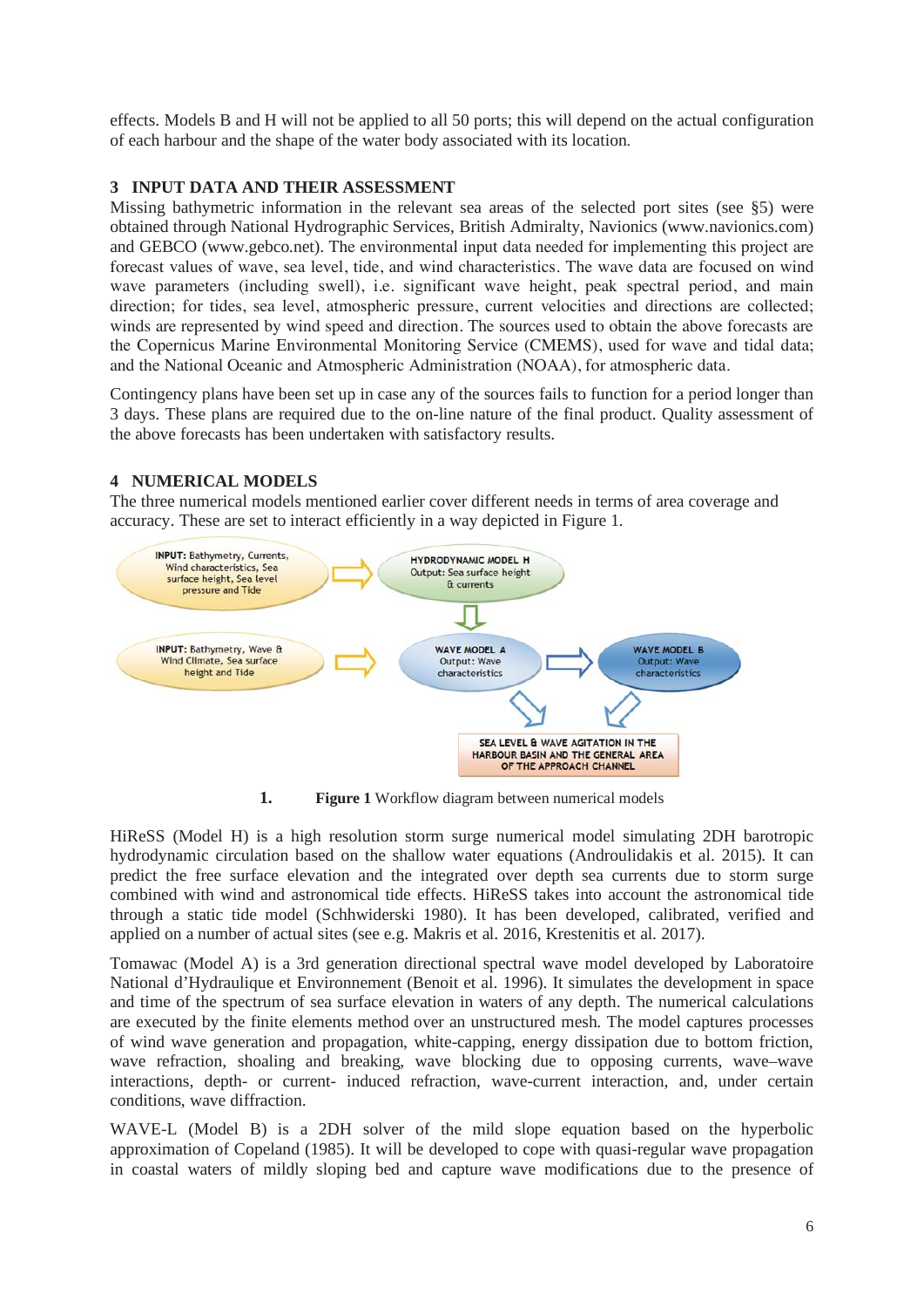effects. Models B and H will not be applied to all 50 ports; this will depend on the actual configuration of each harbour and the shape of the water body associated with its location.

## 3 INPUT DATA AND THEIR ASSESSMENT

Missing bathymetric information in the relevant sea areas of the selected port sites (see §5) were obtained through National Hydrographic Services, British Admiralty, Navionics (www.navionics.com) and GEBCO (www.gebco.net). The environmental input data needed for implementing this project are forecast values of wave, sea level, tide, and wind characteristics. The wave data are focused on wind wave parameters (including swell), i.e. significant wave height, peak spectral period, and main direction; for tides, sea level, atmospheric pressure, current velocities and directions are collected; winds are represented by wind speed and direction. The sources used to obtain the above forecasts are the Copernicus Marine Environmental Monitoring Service (CMEMS), used for wave and tidal data; and the National Oceanic and Atmospheric Administration (NOAA), for atmospheric data.

Contingency plans have been set up in case any of the sources fails to function for a period longer than 3 days. These plans are required due to the on-line nature of the final product. Quality assessment of the above forecasts has been undertaken with satisfactory results.

## 4 NUMERICAL MODELS

The three numerical models mentioned earlier cover different needs in terms of area coverage and accuracy. These are set to interact efficiently in a way depicted in Figure 1.

INPUT: Bathymetry, Currents, Wind characteristics, Sea surface height, Sea level pressure and Tide → HYDRODYNAMIC MODEL H Output: Sea surface height & currents

INPUT: Bathymetry, Wave & Wind Climate, Sea surface height and Tide → WAVE MODEL A Output: Wave characteristics → WAVE MODEL B Output: Wave characteristics

SEA LEVEL & WAVE AGITATION IN THE HARBOUR BASIN AND THE GENERAL AREA OF THE APPROACH CHANNEL

1. **Figure 1** Workflow diagram between numerical models

HiReSS (Model H) is a high resolution storm surge numerical model simulating 2DH barotropic hydrodynamic circulation based on the shallow water equations (Androulidakis et al. 2015). It can predict the free surface elevation and the integrated over depth sea currents due to storm surge combined with wind and astronomical tide effects. HiReSS takes into account the astronomical tide through a static tide model (Schhwiderski 1980). It has been developed, calibrated, verified and applied on a number of actual sites (see e.g. Makris et al. 2016, Krestenitis et al. 2017).

Tomawac (Model A) is a 3rd generation directional spectral wave model developed by Laboratoire National d'Hydraulique et Environnement (Benoit et al. 1996). It simulates the development in space and time of the spectrum of sea surface elevation in waters of any depth. The numerical calculations are executed by the finite elements method over an unstructured mesh. The model captures processes of wind wave generation and propagation, white-capping, energy dissipation due to bottom friction, wave refraction, shoaling and breaking, wave blocking due to opposing currents, wave–wave interactions, depth- or current- induced refraction, wave-current interaction, and, under certain conditions, wave diffraction.

WAVE-L (Model B) is a 2DH solver of the mild slope equation based on the hyperbolic approximation of Copeland (1985). It will be developed to cope with quasi-regular wave propagation in coastal waters of mildly sloping bed and capture wave modifications due to the presence of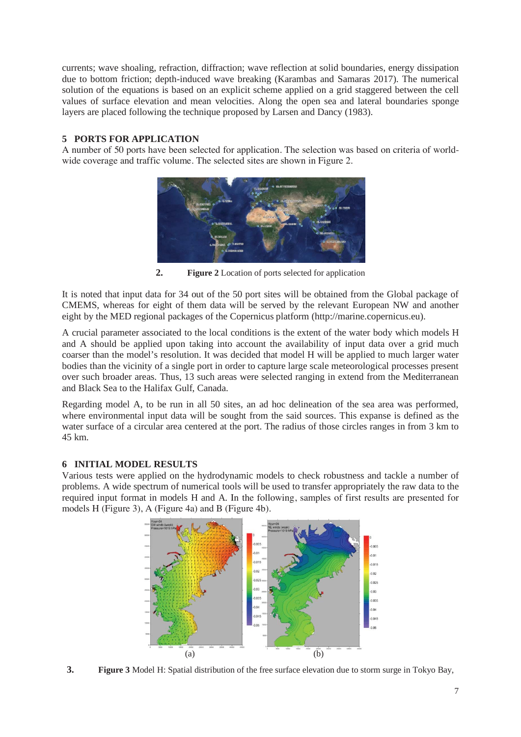currents; wave shoaling, refraction, diffraction; wave reflection at solid boundaries, energy dissipation due to bottom friction; depth-induced wave breaking (Karambas and Samaras 2017). The numerical solution of the equations is based on an explicit scheme applied on a grid staggered between the cell values of surface elevation and mean velocities. Along the open sea and lateral boundaries sponge layers are placed following the technique proposed by Larsen and Dancy (1983).

## 5 PORTS FOR APPLICATION

A number of 50 ports have been selected for application. The selection was based on criteria of world-wide coverage and traffic volume. The selected sites are shown in Figure 2.

2. **Figure 2** Location of ports selected for application

It is noted that input data for 34 out of the 50 port sites will be obtained from the Global package of CMEMS, whereas for eight of them data will be served by the relevant European NW and another eight by the MED regional packages of the Copernicus platform (http://marine.copernicus.eu).

A crucial parameter associated to the local conditions is the extent of the water body which models H and A should be applied upon taking into account the availability of input data over a grid much coarser than the model's resolution. It was decided that model H will be applied to much larger water bodies than the vicinity of a single port in order to capture large scale meteorological processes present over such broader areas. Thus, 13 such areas were selected ranging in extend from the Mediterranean and Black Sea to the Halifax Gulf, Canada.

Regarding model A, to be run in all 50 sites, an ad hoc delineation of the sea area was performed, where environmental input data will be sought from the said sources. This expanse is defined as the water surface of a circular area centered at the port. The radius of those circles ranges in from 3 km to 45 km.

## 6 INITIAL MODEL RESULTS

Various tests were applied on the hydrodynamic models to check robustness and tackle a number of problems. A wide spectrum of numerical tools will be used to transfer appropriately the raw data to the required input format in models H and A. In the following, samples of first results are presented for models H (Figure 3), A (Figure 4a) and B (Figure 4b).

(a) (b)

3. **Figure 3** Model H: Spatial distribution of the free surface elevation due to storm surge in Tokyo Bay,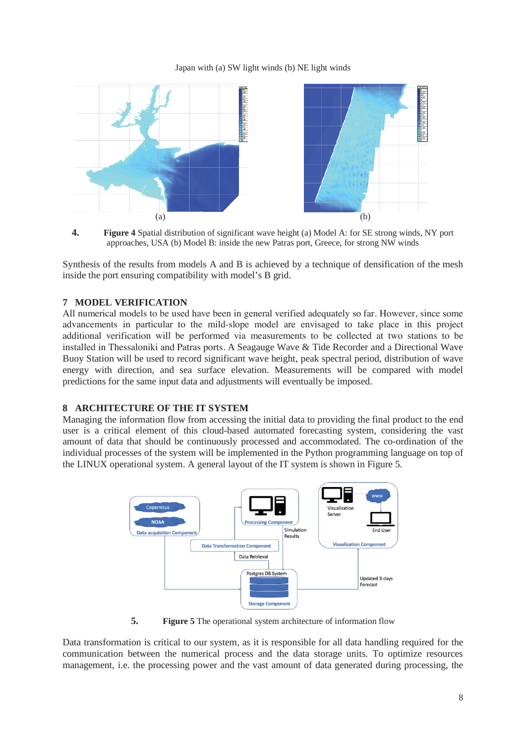Japan with (a) SW light winds (b) NE light winds

(a) (b)

**4. Figure 4** Spatial distribution of significant wave height (a) Model A: for SE strong winds, NY port approaches, USA (b) Model B: inside the new Patras port, Greece, for strong NW winds

Synthesis of the results from models A and B is achieved by a technique of densification of the mesh inside the port ensuring compatibility with model's B grid.

## 7 MODEL VERIFICATION

All numerical models to be used have been in general verified adequately so far. However, since some advancements in particular to the mild-slope model are envisaged to take place in this project additional verification will be performed via measurements to be collected at two stations to be installed in Thessaloniki and Patras ports. A Seagauge Wave & Tide Recorder and a Directional Wave Buoy Station will be used to record significant wave height, peak spectral period, distribution of wave energy with direction, and sea surface elevation. Measurements will be compared with model predictions for the same input data and adjustments will eventually be imposed.

## 8 ARCHITECTURE OF THE IT SYSTEM

Managing the information flow from accessing the initial data to providing the final product to the end user is a critical element of this cloud-based automated forecasting system, considering the vast amount of data that should be continuously processed and accommodated. The co-ordination of the individual processes of the system will be implemented in the Python programming language on top of the LINUX operational system. A general layout of the IT system is shown in Figure 5.

**5. Figure 5** The operational system architecture of information flow

Data transformation is critical to our system, as it is responsible for all data handling required for the communication between the numerical process and the data storage units. To optimize resources management, i.e. the processing power and the vast amount of data generated during processing, the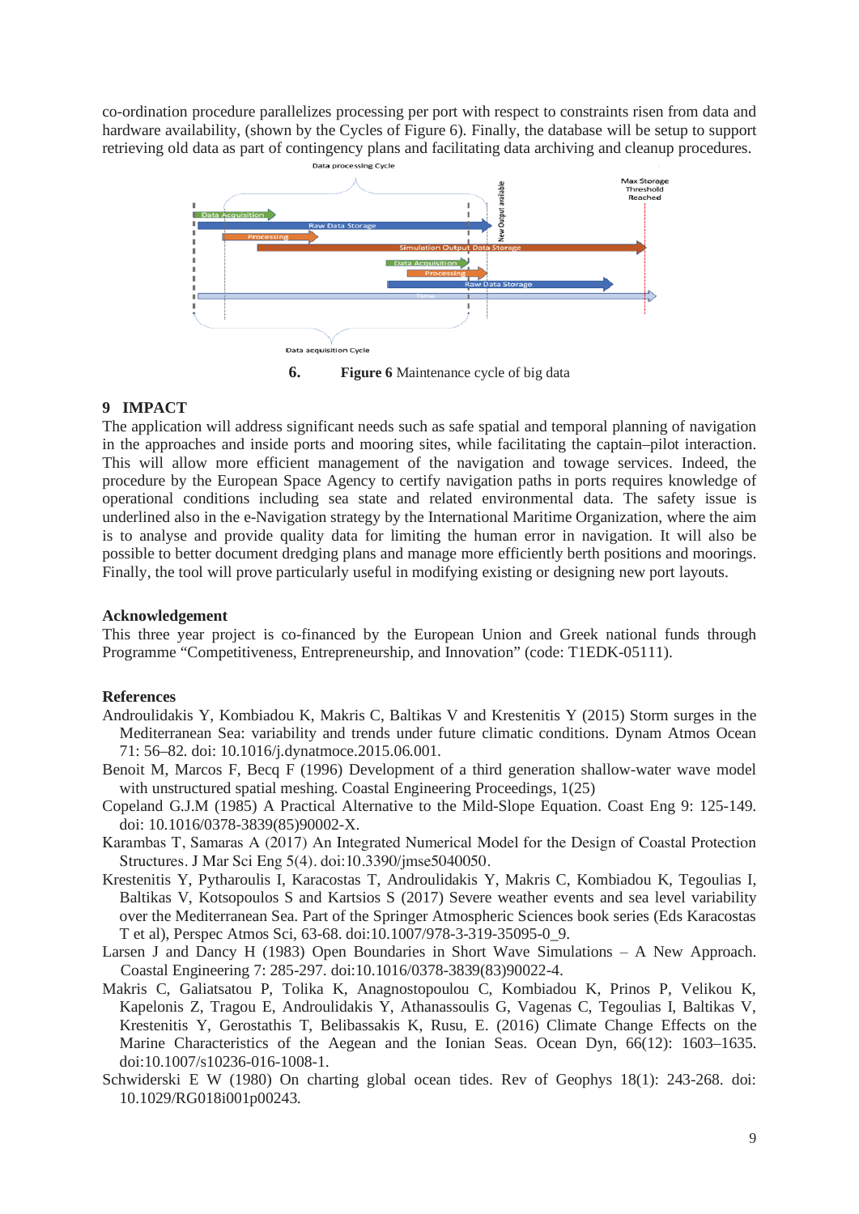co-ordination procedure parallelizes processing per port with respect to constraints risen from data and hardware availability, (shown by the Cycles of Figure 6). Finally, the database will be setup to support retrieving old data as part of contingency plans and facilitating data archiving and cleanup procedures.

Data processing Cycle

Max Storage Threshold Reached

New Output available

Data Acquisition

Raw Data Storage

Processing

Simulation Output Data Storage

Data Acquisition

Processing

Raw Data Storage

Time

Data acquisition Cycle

**Figure 6** Maintenance cycle of big data

## 9 IMPACT

The application will address significant needs such as safe spatial and temporal planning of navigation in the approaches and inside ports and mooring sites, while facilitating the captain–pilot interaction. This will allow more efficient management of the navigation and towage services. Indeed, the procedure by the European Space Agency to certify navigation paths in ports requires knowledge of operational conditions including sea state and related environmental data. The safety issue is underlined also in the e-Navigation strategy by the International Maritime Organization, where the aim is to analyse and provide quality data for limiting the human error in navigation. It will also be possible to better document dredging plans and manage more efficiently berth positions and moorings. Finally, the tool will prove particularly useful in modifying existing or designing new port layouts.

## Acknowledgement

This three year project is co-financed by the European Union and Greek national funds through Programme "Competitiveness, Entrepreneurship, and Innovation" (code: T1EDK-05111).

## References

Androulidakis Y, Kombiadou K, Makris C, Baltikas V and Krestenitis Y (2015) Storm surges in the Mediterranean Sea: variability and trends under future climatic conditions. Dynam Atmos Ocean 71: 56–82. doi: 10.1016/j.dynatmoce.2015.06.001.

Benoit M, Marcos F, Becq F (1996) Development of a third generation shallow-water wave model with unstructured spatial meshing. Coastal Engineering Proceedings, 1(25)

Copeland G.J.M (1985) A Practical Alternative to the Mild-Slope Equation. Coast Eng 9: 125-149. doi: 10.1016/0378-3839(85)90002-X.

Karambas T, Samaras A (2017) An Integrated Numerical Model for the Design of Coastal Protection Structures. J Mar Sci Eng 5(4). doi:10.3390/jmse5040050.

Krestenitis Y, Pytharoulis I, Karacostas T, Androulidakis Y, Makris C, Kombiadou K, Tegoulias I, Baltikas V, Kotsopoulos S and Kartsios S (2017) Severe weather events and sea level variability over the Mediterranean Sea. Part of the Springer Atmospheric Sciences book series (Eds Karacostas T et al), Perspec Atmos Sci, 63-68. doi:10.1007/978-3-319-35095-0_9.

Larsen J and Dancy H (1983) Open Boundaries in Short Wave Simulations – A New Approach. Coastal Engineering 7: 285-297. doi:10.1016/0378-3839(83)90022-4.

Makris C, Galiatsatou P, Tolika K, Anagnostopoulou C, Kombiadou K, Prinos P, Velikou K, Kapelonis Z, Tragou E, Androulidakis Y, Athanassoulis G, Vagenas C, Tegoulias I, Baltikas V, Krestenitis Y, Gerostathis T, Belibassakis K, Rusu, E. (2016) Climate Change Effects on the Marine Characteristics of the Aegean and the Ionian Seas. Ocean Dyn, 66(12): 1603–1635. doi:10.1007/s10236-016-1008-1.

Schwiderski E W (1980) On charting global ocean tides. Rev of Geophys 18(1): 243-268. doi: 10.1029/RG018i001p00243.